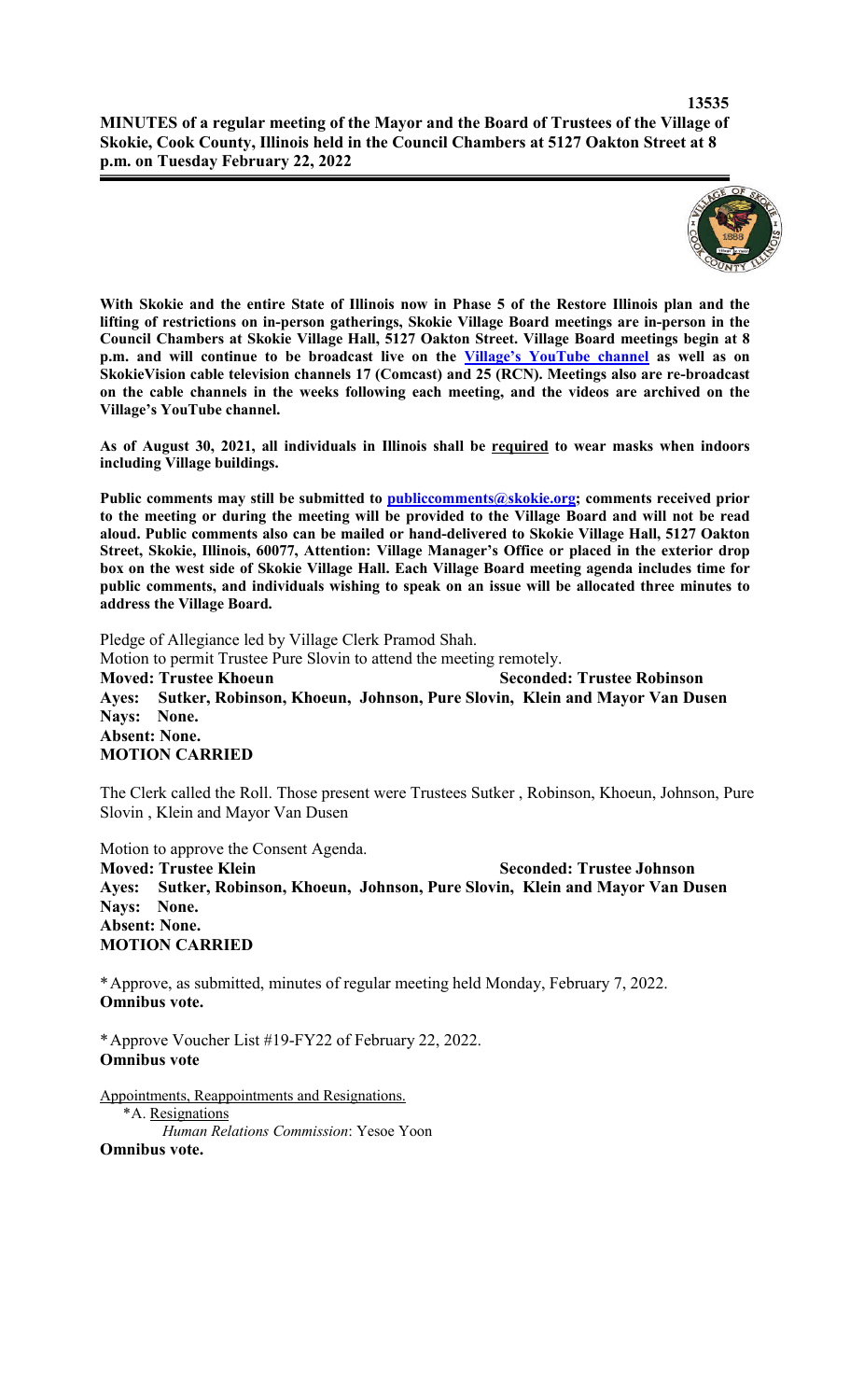**MINUTES of a regular meeting of the Mayor and the Board of Trustees of the Village of Skokie, Cook County, Illinois held in the Council Chambers at 5127 Oakton Street at 8 p.m. on Tuesday February 22, 2022**

---

**With Skokie and the entire State of Illinois now in Phase 5 of the Restore Illinois plan and the lifting of restrictions on in-person gatherings, Skokie Village Board meetings are in-person in the Council Chambers at Skokie Village Hall, 5127 Oakton Street. Village Board meetings begin at 8 p.m. and will continue to be broadcast live on the Village's YouTube channel as well as on SkokieVision cable television channels 17 (Comcast) and 25 (RCN). Meetings also are re-broadcast on the cable channels in the weeks following each meeting, and the videos are archived on the Village's YouTube channel.**

**As of August 30, 2021, all individuals in Illinois shall be required to wear masks when indoors including Village buildings.**

**Public comments may still be submitted to publiccomments@skokie.org; comments received prior to the meeting or during the meeting will be provided to the Village Board and will not be read aloud. Public comments also can be mailed or hand-delivered to Skokie Village Hall, 5127 Oakton Street, Skokie, Illinois, 60077, Attention: Village Manager's Office or placed in the exterior drop box on the west side of Skokie Village Hall. Each Village Board meeting agenda includes time for public comments, and individuals wishing to speak on an issue will be allocated three minutes to address the Village Board.**

Pledge of Allegiance led by Village Clerk Pramod Shah.

Motion to permit Trustee Pure Slovin to attend the meeting remotely.

**Moved: Trustee Khoeun** **Seconded: Trustee Robinson**
**Ayes: Sutker, Robinson, Khoeun, Johnson, Pure Slovin, Klein and Mayor Van Dusen**
**Nays: None.**
**Absent: None.**
**MOTION CARRIED**

The Clerk called the Roll. Those present were Trustees Sutker , Robinson, Khoeun, Johnson, Pure Slovin , Klein and Mayor Van Dusen

Motion to approve the Consent Agenda.

**Moved: Trustee Klein** **Seconded: Trustee Johnson**
**Ayes: Sutker, Robinson, Khoeun, Johnson, Pure Slovin, Klein and Mayor Van Dusen**
**Nays: None.**
**Absent: None.**
**MOTION CARRIED**

*Approve, as submitted, minutes of regular meeting held Monday, February 7, 2022.
**Omnibus vote.**

*Approve Voucher List #19-FY22 of February 22, 2022.
**Omnibus vote**

Appointments, Reappointments and Resignations.

*A. Resignations

*Human Relations Commission*: Yesoe Yoon

**Omnibus vote.**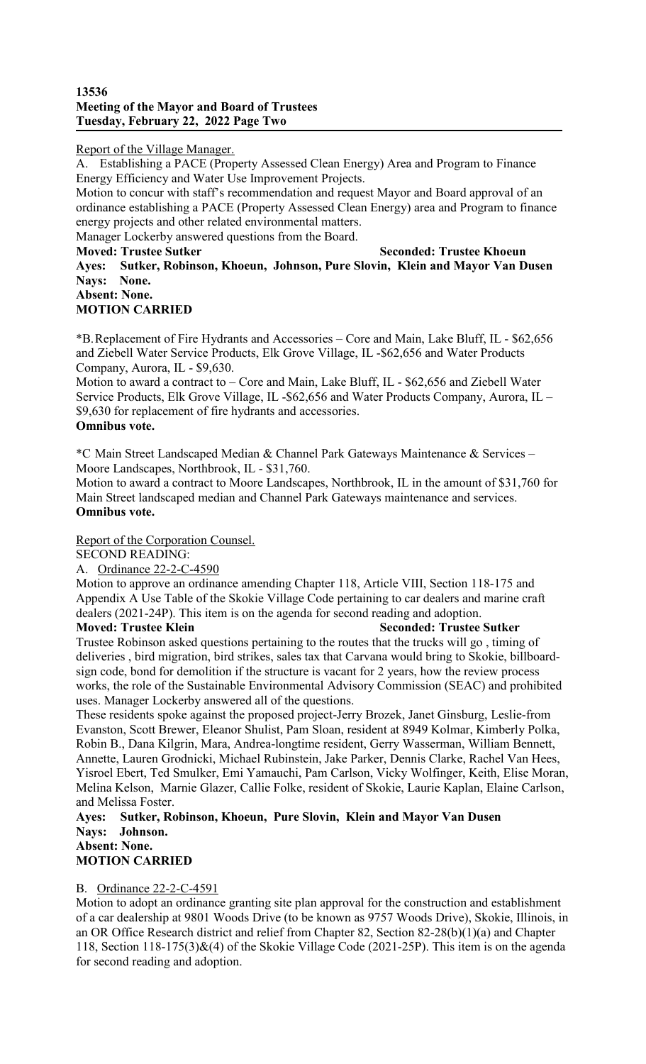Report of the Village Manager.

A. Establishing a PACE (Property Assessed Clean Energy) Area and Program to Finance Energy Efficiency and Water Use Improvement Projects.

Motion to concur with staff's recommendation and request Mayor and Board approval of an ordinance establishing a PACE (Property Assessed Clean Energy) area and Program to finance energy projects and other related environmental matters.

Manager Lockerby answered questions from the Board.

**Moved: Trustee Sutker** **Seconded: Trustee Khoeun**
**Ayes: Sutker, Robinson, Khoeun, Johnson, Pure Slovin, Klein and Mayor Van Dusen**
**Nays: None.**
**Absent: None.**
**MOTION CARRIED**

*B. Replacement of Fire Hydrants and Accessories – Core and Main, Lake Bluff, IL - $62,656 and Ziebell Water Service Products, Elk Grove Village, IL -$62,656 and Water Products Company, Aurora, IL - $9,630.

Motion to award a contract to – Core and Main, Lake Bluff, IL - $62,656 and Ziebell Water Service Products, Elk Grove Village, IL -$62,656 and Water Products Company, Aurora, IL – $9,630 for replacement of fire hydrants and accessories.

**Omnibus vote.**

*C Main Street Landscaped Median & Channel Park Gateways Maintenance & Services – Moore Landscapes, Northbrook, IL - $31,760.

Motion to award a contract to Moore Landscapes, Northbrook, IL in the amount of $31,760 for Main Street landscaped median and Channel Park Gateways maintenance and services.

**Omnibus vote.**

Report of the Corporation Counsel.

SECOND READING:

A. Ordinance 22-2-C-4590

Motion to approve an ordinance amending Chapter 118, Article VIII, Section 118-175 and Appendix A Use Table of the Skokie Village Code pertaining to car dealers and marine craft dealers (2021-24P). This item is on the agenda for second reading and adoption.

**Moved: Trustee Klein** **Seconded: Trustee Sutker**

Trustee Robinson asked questions pertaining to the routes that the trucks will go , timing of deliveries , bird migration, bird strikes, sales tax that Carvana would bring to Skokie, billboard-sign code, bond for demolition if the structure is vacant for 2 years, how the review process works, the role of the Sustainable Environmental Advisory Commission (SEAC) and prohibited uses. Manager Lockerby answered all of the questions.

These residents spoke against the proposed project-Jerry Brozek, Janet Ginsburg, Leslie-from Evanston, Scott Brewer, Eleanor Shulist, Pam Sloan, resident at 8949 Kolmar, Kimberly Polka, Robin B., Dana Kilgrin, Mara, Andrea-longtime resident, Gerry Wasserman, William Bennett, Annette, Lauren Grodnicki, Michael Rubinstein, Jake Parker, Dennis Clarke, Rachel Van Hees, Yisroel Ebert, Ted Smulker, Emi Yamauchi, Pam Carlson, Vicky Wolfinger, Keith, Elise Moran, Melina Kelson, Marnie Glazer, Callie Folke, resident of Skokie, Laurie Kaplan, Elaine Carlson, and Melissa Foster.

**Ayes: Sutker, Robinson, Khoeun, Pure Slovin, Klein and Mayor Van Dusen**
**Nays: Johnson.**
**Absent: None.**
**MOTION CARRIED**

B. Ordinance 22-2-C-4591

Motion to adopt an ordinance granting site plan approval for the construction and establishment of a car dealership at 9801 Woods Drive (to be known as 9757 Woods Drive), Skokie, Illinois, in an OR Office Research district and relief from Chapter 82, Section 82-28(b)(1)(a) and Chapter 118, Section 118-175(3)&(4) of the Skokie Village Code (2021-25P). This item is on the agenda for second reading and adoption.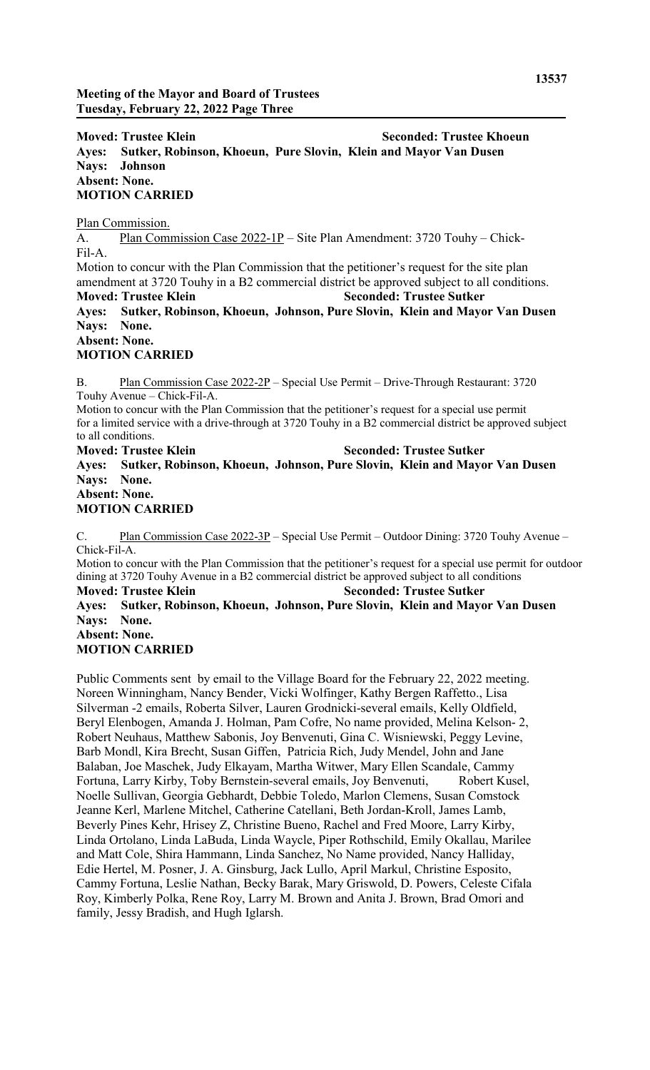**Moved: Trustee Klein** **Seconded: Trustee Khoeun**
**Ayes: Sutker, Robinson, Khoeun, Pure Slovin, Klein and Mayor Van Dusen**
**Nays: Johnson**
**Absent: None.**
**MOTION CARRIED**

Plan Commission.

A. Plan Commission Case 2022-1P – Site Plan Amendment: 3720 Touhy – Chick-Fil-A.

Motion to concur with the Plan Commission that the petitioner's request for the site plan amendment at 3720 Touhy in a B2 commercial district be approved subject to all conditions.

**Moved: Trustee Klein** **Seconded: Trustee Sutker**
**Ayes: Sutker, Robinson, Khoeun, Johnson, Pure Slovin, Klein and Mayor Van Dusen**
**Nays: None.**
**Absent: None.**
**MOTION CARRIED**

B. Plan Commission Case 2022-2P – Special Use Permit – Drive-Through Restaurant: 3720 Touhy Avenue – Chick-Fil-A.

Motion to concur with the Plan Commission that the petitioner's request for a special use permit for a limited service with a drive-through at 3720 Touhy in a B2 commercial district be approved subject to all conditions.

**Moved: Trustee Klein** **Seconded: Trustee Sutker**
**Ayes: Sutker, Robinson, Khoeun, Johnson, Pure Slovin, Klein and Mayor Van Dusen**
**Nays: None.**
**Absent: None.**
**MOTION CARRIED**

C. Plan Commission Case 2022-3P – Special Use Permit – Outdoor Dining: 3720 Touhy Avenue – Chick-Fil-A.

Motion to concur with the Plan Commission that the petitioner's request for a special use permit for outdoor dining at 3720 Touhy Avenue in a B2 commercial district be approved subject to all conditions

**Moved: Trustee Klein** **Seconded: Trustee Sutker**
**Ayes: Sutker, Robinson, Khoeun, Johnson, Pure Slovin, Klein and Mayor Van Dusen**
**Nays: None.**
**Absent: None.**
**MOTION CARRIED**

Public Comments sent by email to the Village Board for the February 22, 2022 meeting. Noreen Winningham, Nancy Bender, Vicki Wolfinger, Kathy Bergen Raffetto., Lisa Silverman -2 emails, Roberta Silver, Lauren Grodnicki-several emails, Kelly Oldfield, Beryl Elenbogen, Amanda J. Holman, Pam Cofre, No name provided, Melina Kelson- 2, Robert Neuhaus, Matthew Sabonis, Joy Benvenuti, Gina C. Wisniewski, Peggy Levine, Barb Mondl, Kira Brecht, Susan Giffen, Patricia Rich, Judy Mendel, John and Jane Balaban, Joe Maschek, Judy Elkayam, Martha Witwer, Mary Ellen Scandale, Cammy Fortuna, Larry Kirby, Toby Bernstein-several emails, Joy Benvenuti, Robert Kusel, Noelle Sullivan, Georgia Gebhardt, Debbie Toledo, Marlon Clemens, Susan Comstock Jeanne Kerl, Marlene Mitchel, Catherine Catellani, Beth Jordan-Kroll, James Lamb, Beverly Pines Kehr, Hrisey Z, Christine Bueno, Rachel and Fred Moore, Larry Kirby, Linda Ortolano, Linda LaBuda, Linda Waycle, Piper Rothschild, Emily Okallau, Marilee and Matt Cole, Shira Hammann, Linda Sanchez, No Name provided, Nancy Halliday, Edie Hertel, M. Posner, J. A. Ginsburg, Jack Lullo, April Markul, Christine Esposito, Cammy Fortuna, Leslie Nathan, Becky Barak, Mary Griswold, D. Powers, Celeste Cifala Roy, Kimberly Polka, Rene Roy, Larry M. Brown and Anita J. Brown, Brad Omori and family, Jessy Bradish, and Hugh Iglarsh.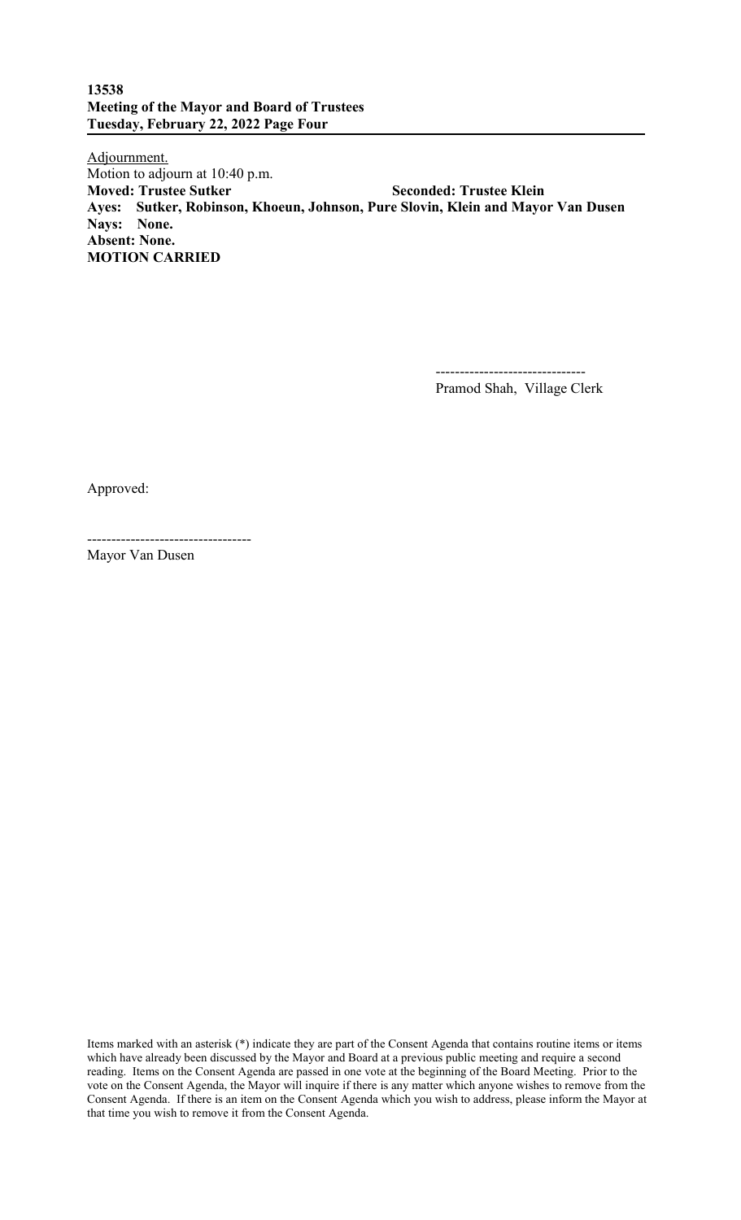Adjournment.
Motion to adjourn at 10:40 p.m.
**Moved: Trustee Sutker** **Seconded: Trustee Klein**
**Ayes: Sutker, Robinson, Khoeun, Johnson, Pure Slovin, Klein and Mayor Van Dusen**
**Nays: None.**
**Absent: None.**
**MOTION CARRIED**

-------------------------------
Pramod Shah, Village Clerk

Approved:

----------------------------------
Mayor Van Dusen

Items marked with an asterisk (*) indicate they are part of the Consent Agenda that contains routine items or items which have already been discussed by the Mayor and Board at a previous public meeting and require a second reading. Items on the Consent Agenda are passed in one vote at the beginning of the Board Meeting. Prior to the vote on the Consent Agenda, the Mayor will inquire if there is any matter which anyone wishes to remove from the Consent Agenda. If there is an item on the Consent Agenda which you wish to address, please inform the Mayor at that time you wish to remove it from the Consent Agenda.